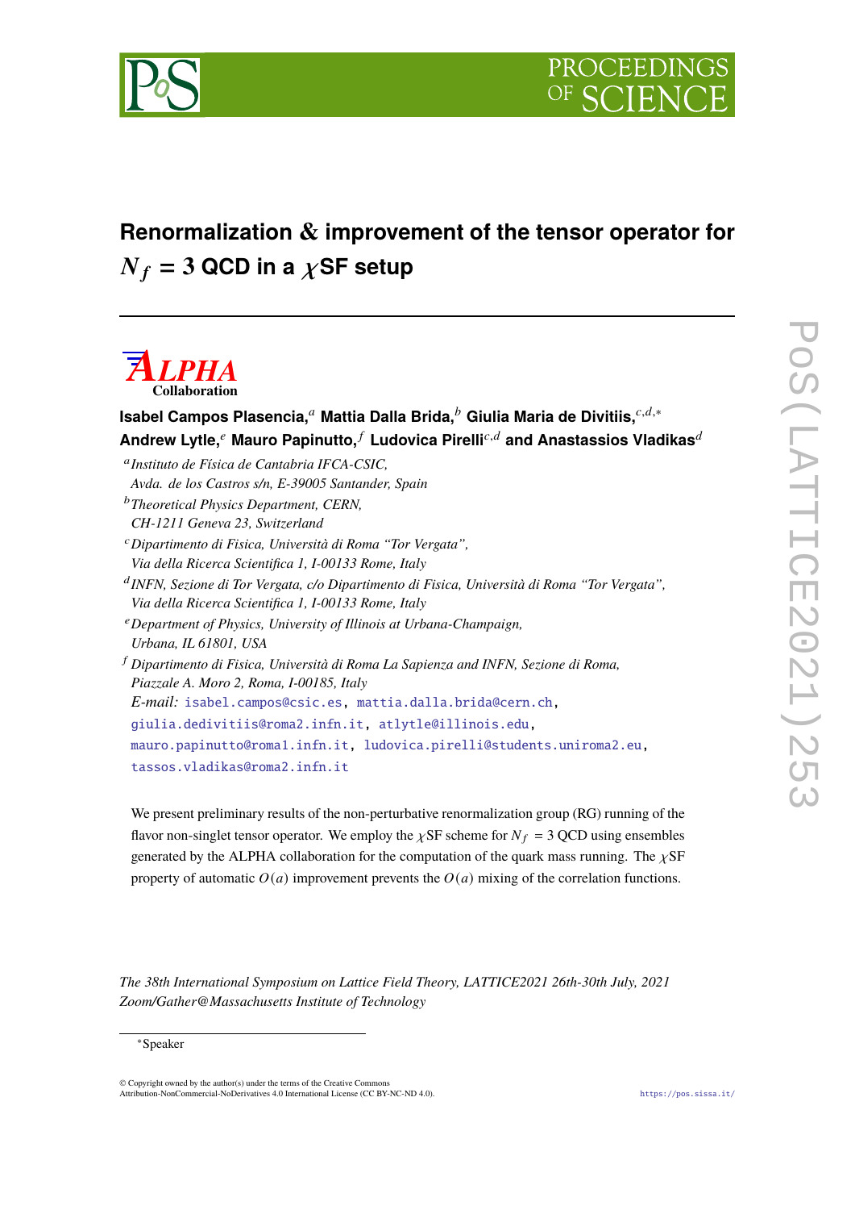# Renormalization & improvement of the tensor operator for $N_f = 3$ QCD in a $\chi$SF setup

**ALPHA Collaboration**

**Isabel Campos Plasencia,**[a] **Mattia Dalla Brida,**[b] **Giulia Maria de Divitiis,**[c,d,*] **Andrew Lytle,**[e] **Mauro Papinutto,**[f] **Ludovica Pirelli**[c,d] **and Anastassios Vladikas**[d]

[a] *Instituto de Física de Cantabria IFCA-CSIC, Avda. de los Castros s/n, E-39005 Santander, Spain*

[b] *Theoretical Physics Department, CERN, CH-1211 Geneva 23, Switzerland*

[c] *Dipartimento di Fisica, Università di Roma "Tor Vergata", Via della Ricerca Scientifica 1, I-00133 Rome, Italy*

[d] *INFN, Sezione di Tor Vergata, c/o Dipartimento di Fisica, Università di Roma "Tor Vergata", Via della Ricerca Scientifica 1, I-00133 Rome, Italy*

[e] *Department of Physics, University of Illinois at Urbana-Champaign, Urbana, IL 61801, USA*

[f] *Dipartimento di Fisica, Università di Roma La Sapienza and INFN, Sezione di Roma, Piazzale A. Moro 2, Roma, I-00185, Italy*

*E-mail:* isabel.campos@csic.es, mattia.dalla.brida@cern.ch, giulia.dedivitiis@roma2.infn.it, atlytle@illinois.edu, mauro.papinutto@roma1.infn.it, ludovica.pirelli@students.uniroma2.eu, tassos.vladikas@roma2.infn.it

We present preliminary results of the non-perturbative renormalization group (RG) running of the flavor non-singlet tensor operator. We employ the $\chi$SF scheme for $N_f = 3$ QCD using ensembles generated by the ALPHA collaboration for the computation of the quark mass running. The $\chi$SF property of automatic $O(a)$ improvement prevents the $O(a)$ mixing of the correlation functions.

*The 38th International Symposium on Lattice Field Theory, LATTICE2021 26th-30th July, 2021 Zoom/Gather@Massachusetts Institute of Technology*

[*] Speaker

© Copyright owned by the author(s) under the terms of the Creative Commons Attribution-NonCommercial-NoDerivatives 4.0 International License (CC BY-NC-ND 4.0).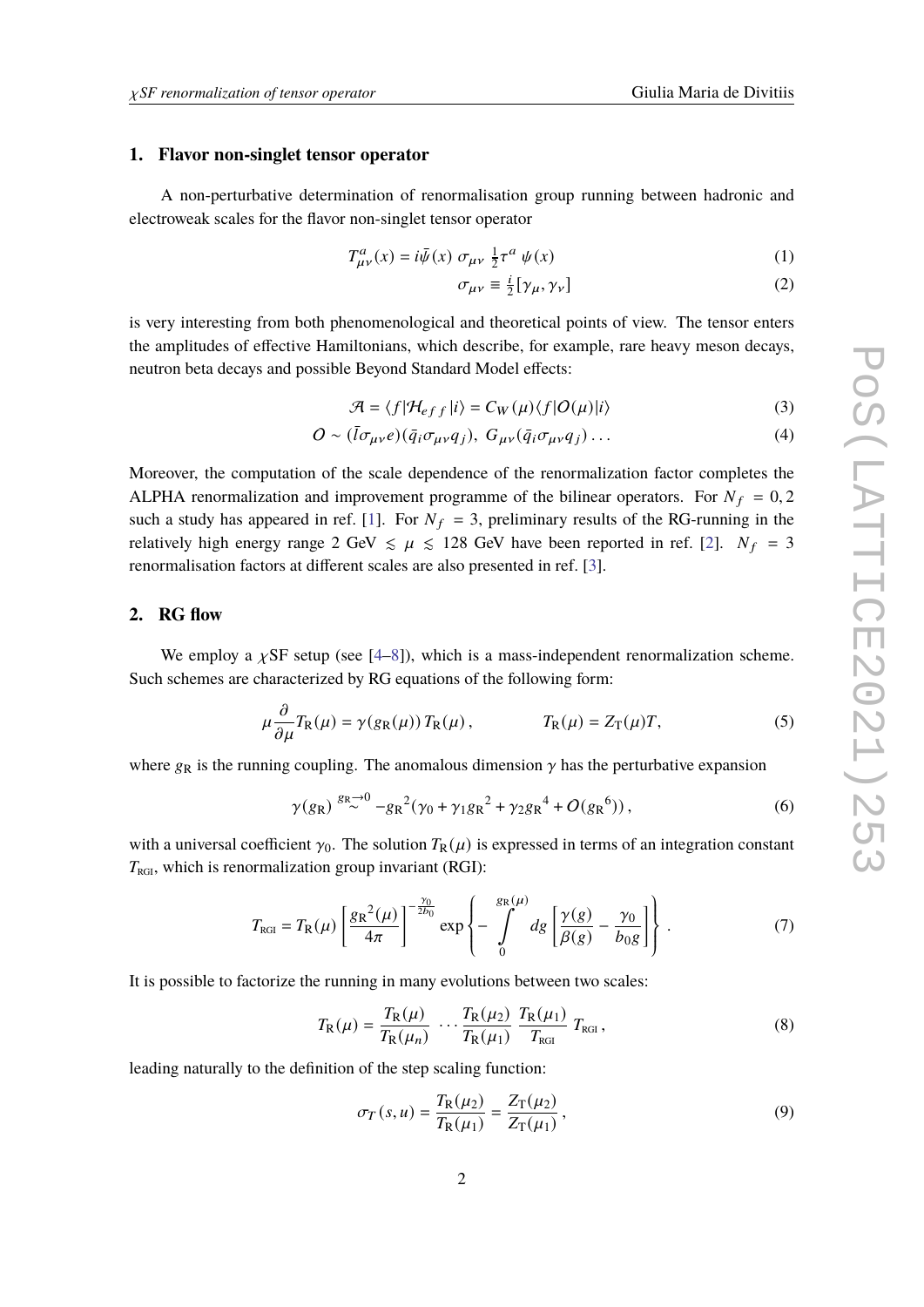## 1. Flavor non-singlet tensor operator

A non-perturbative determination of renormalisation group running between hadronic and electroweak scales for the flavor non-singlet tensor operator

$$T^a_{\mu\nu}(x) = i\bar{\psi}(x)\,\sigma_{\mu\nu}\,\tfrac{1}{2}\tau^a\,\psi(x) \tag{1}$$

$$\sigma_{\mu\nu} \equiv \tfrac{i}{2}[\gamma_\mu, \gamma_\nu] \tag{2}$$

is very interesting from both phenomenological and theoretical points of view. The tensor enters the amplitudes of effective Hamiltonians, which describe, for example, rare heavy meson decays, neutron beta decays and possible Beyond Standard Model effects:

$$\mathcal{A} = \langle f|\mathcal{H}_{eff}|i\rangle = C_W(\mu)\langle f|O(\mu)|i\rangle \tag{3}$$

$$O \sim (\bar{l}\sigma_{\mu\nu}e)(\bar{q}_i\sigma_{\mu\nu}q_j),\; G_{\mu\nu}(\bar{q}_i\sigma_{\mu\nu}q_j)\ldots \tag{4}$$

Moreover, the computation of the scale dependence of the renormalization factor completes the ALPHA renormalization and improvement programme of the bilinear operators. For $N_f = 0, 2$ such a study has appeared in ref. [1]. For $N_f = 3$, preliminary results of the RG-running in the relatively high energy range 2 GeV $\lesssim \mu \lesssim$ 128 GeV have been reported in ref. [2]. $N_f = 3$ renormalisation factors at different scales are also presented in ref. [3].

## 2. RG flow

We employ a $\chi$SF setup (see [4–8]), which is a mass-independent renormalization scheme. Such schemes are characterized by RG equations of the following form:

$$\mu\frac{\partial}{\partial\mu}T_\mathrm{R}(\mu) = \gamma(g_\mathrm{R}(\mu))\,T_\mathrm{R}(\mu)\,, \qquad\qquad T_\mathrm{R}(\mu) = Z_\mathrm{T}(\mu)T, \tag{5}$$

where $g_\mathrm{R}$ is the running coupling. The anomalous dimension $\gamma$ has the perturbative expansion

$$\gamma(g_\mathrm{R}) \overset{g_\mathrm{R}\to 0}{\sim} -g_\mathrm{R}{}^2(\gamma_0 + \gamma_1 g_\mathrm{R}{}^2 + \gamma_2 g_\mathrm{R}{}^4 + O(g_\mathrm{R}{}^6))\,, \tag{6}$$

with a universal coefficient $\gamma_0$. The solution $T_\mathrm{R}(\mu)$ is expressed in terms of an integration constant $T_\mathrm{RGI}$, which is renormalization group invariant (RGI):

$$T_\mathrm{RGI} = T_\mathrm{R}(\mu)\left[\frac{g_\mathrm{R}{}^2(\mu)}{4\pi}\right]^{-\frac{\gamma_0}{2b_0}} \exp\left\{-\int_0^{g_\mathrm{R}(\mu)} dg\left[\frac{\gamma(g)}{\beta(g)} - \frac{\gamma_0}{b_0 g}\right]\right\}\,. \tag{7}$$

It is possible to factorize the running in many evolutions between two scales:

$$T_\mathrm{R}(\mu) = \frac{T_\mathrm{R}(\mu)}{T_\mathrm{R}(\mu_n)}\;\cdots\frac{T_\mathrm{R}(\mu_2)}{T_\mathrm{R}(\mu_1)}\;\frac{T_\mathrm{R}(\mu_1)}{T_\mathrm{RGI}}\;T_\mathrm{RGI}\,, \tag{8}$$

leading naturally to the definition of the step scaling function:

$$\sigma_T(s,u) = \frac{T_\mathrm{R}(\mu_2)}{T_\mathrm{R}(\mu_1)} = \frac{Z_\mathrm{T}(\mu_2)}{Z_\mathrm{T}(\mu_1)}\,, \tag{9}$$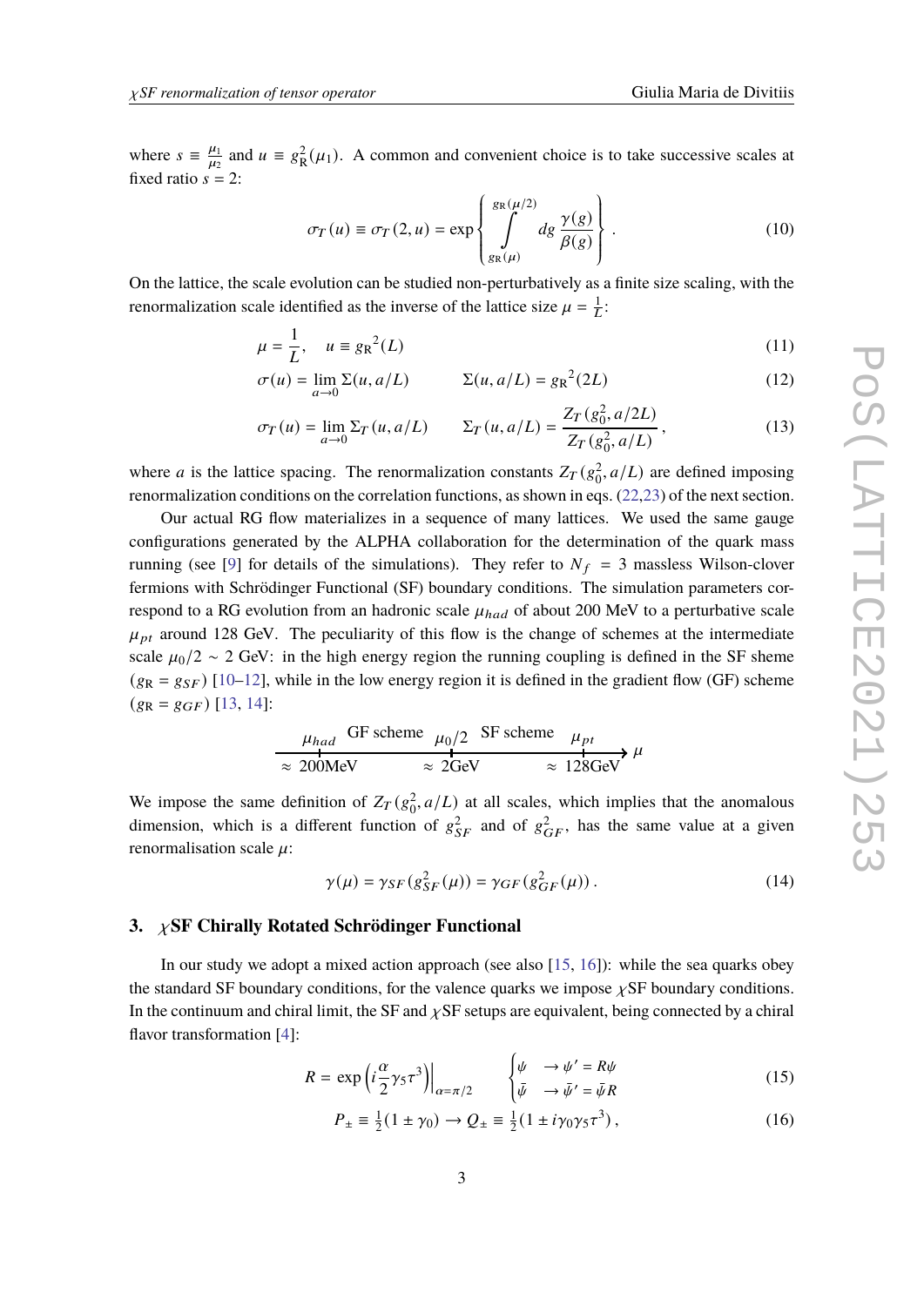where $s \equiv \frac{\mu_1}{\mu_2}$ and $u \equiv g_{\rm R}^2(\mu_1)$. A common and convenient choice is to take successive scales at fixed ratio $s = 2$:

$$\sigma_T(u) \equiv \sigma_T(2, u) = \exp\left\{ \int_{g_{\rm R}(\mu)}^{g_{\rm R}(\mu/2)} dg \, \frac{\gamma(g)}{\beta(g)} \right\} . \tag{10}$$

On the lattice, the scale evolution can be studied non-perturbatively as a finite size scaling, with the renormalization scale identified as the inverse of the lattice size $\mu = \frac{1}{L}$:

$$\mu = \frac{1}{L}, \quad u \equiv {g_{\rm R}}^2(L) \tag{11}$$

$$\sigma(u) = \lim_{a\to 0} \Sigma(u, a/L) \qquad \Sigma(u, a/L) = {g_{\rm R}}^2(2L) \tag{12}$$

$$\sigma_T(u) = \lim_{a\to 0} \Sigma_T(u, a/L) \qquad \Sigma_T(u, a/L) = \frac{Z_T(g_0^2, a/2L)}{Z_T(g_0^2, a/L)} , \tag{13}$$

where $a$ is the lattice spacing. The renormalization constants $Z_T(g_0^2, a/L)$ are defined imposing renormalization conditions on the correlation functions, as shown in eqs. (22,23) of the next section.

Our actual RG flow materializes in a sequence of many lattices. We used the same gauge configurations generated by the ALPHA collaboration for the determination of the quark mass running (see [9] for details of the simulations). They refer to $N_f = 3$ massless Wilson-clover fermions with Schrödinger Functional (SF) boundary conditions. The simulation parameters correspond to a RG evolution from an hadronic scale $\mu_{had}$ of about 200 MeV to a perturbative scale $\mu_{pt}$ around 128 GeV. The peculiarity of this flow is the change of schemes at the intermediate scale $\mu_0/2 \sim 2$ GeV: in the high energy region the running coupling is defined in the SF sheme ($g_{\rm R} = g_{SF}$) [10–12], while in the low energy region it is defined in the gradient flow (GF) scheme ($g_{\rm R} = g_{GF}$) [13, 14]:

$$\underset{\approx\, 200\text{MeV}}{\mu_{had}} \quad \text{GF scheme} \quad \underset{\approx\, 2\text{GeV}}{\mu_0/2} \quad \text{SF scheme} \quad \underset{\approx\, 128\text{GeV}}{\mu_{pt}} \longrightarrow \mu$$

We impose the same definition of $Z_T(g_0^2, a/L)$ at all scales, which implies that the anomalous dimension, which is a different function of $g_{SF}^2$ and of $g_{GF}^2$, has the same value at a given renormalisation scale $\mu$:

$$\gamma(\mu) = \gamma_{SF}(g_{SF}^2(\mu)) = \gamma_{GF}(g_{GF}^2(\mu)) . \tag{14}$$

## 3. $\chi$SF Chirally Rotated Schrödinger Functional

In our study we adopt a mixed action approach (see also [15, 16]): while the sea quarks obey the standard SF boundary conditions, for the valence quarks we impose $\chi$SF boundary conditions. In the continuum and chiral limit, the SF and $\chi$SF setups are equivalent, being connected by a chiral flavor transformation [4]:

$$R = \exp\left( i\frac{\alpha}{2}\gamma_5\tau^3 \right)\Big|_{\alpha=\pi/2} \qquad \begin{cases} \psi & \to \psi' = R\psi \\ \bar\psi & \to \bar\psi' = \bar\psi R \end{cases} \tag{15}$$

$$P_\pm \equiv \tfrac{1}{2}(1 \pm \gamma_0) \to Q_\pm \equiv \tfrac{1}{2}(1 \pm i\gamma_0\gamma_5\tau^3) , \tag{16}$$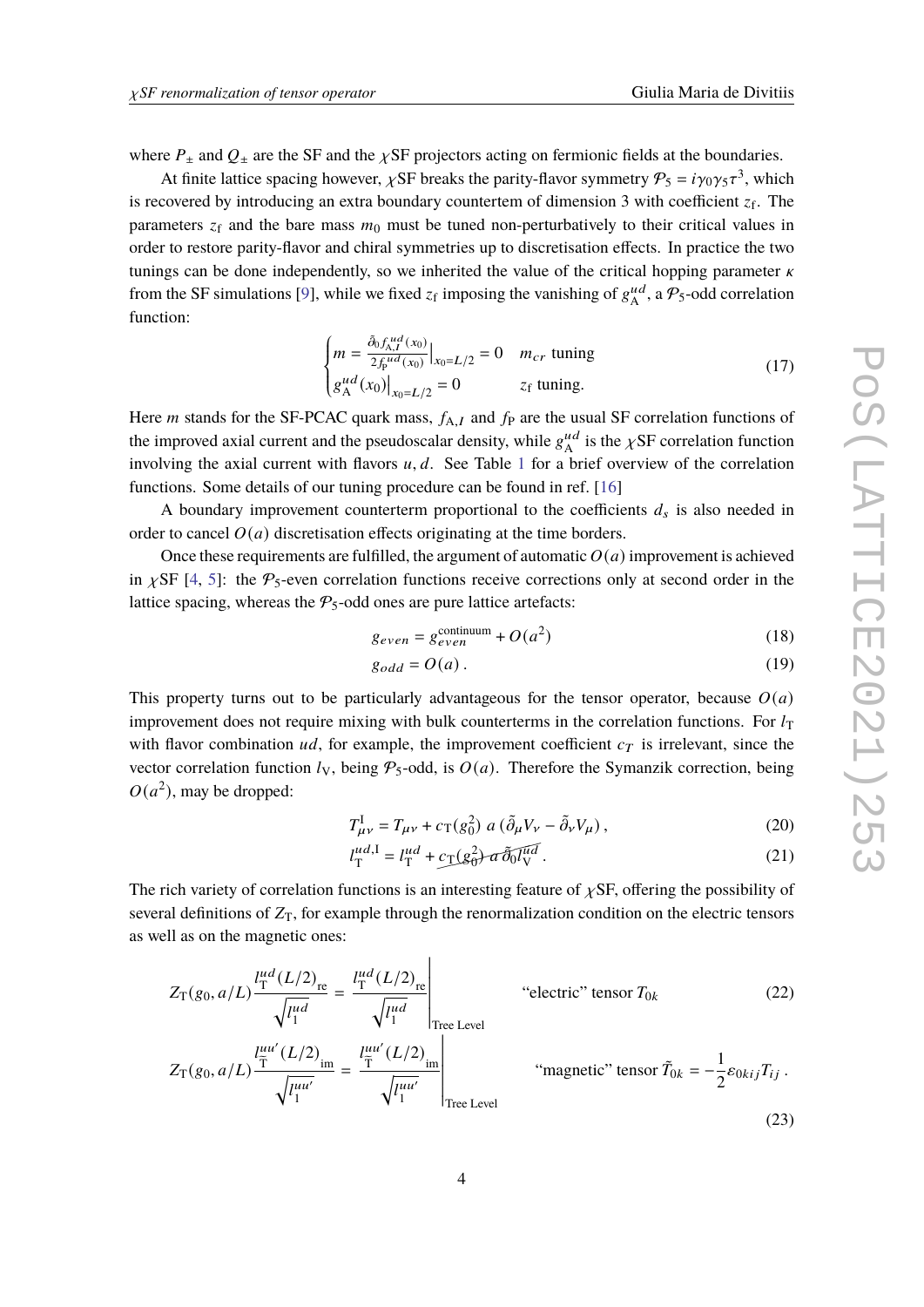where $P_\pm$ and $Q_\pm$ are the SF and the $\chi$SF projectors acting on fermionic fields at the boundaries.

At finite lattice spacing however, $\chi$SF breaks the parity-flavor symmetry $\mathcal{P}_5 = i\gamma_0\gamma_5\tau^3$, which is recovered by introducing an extra boundary counterterm of dimension 3 with coefficient $z_\mathrm{f}$. The parameters $z_\mathrm{f}$ and the bare mass $m_0$ must be tuned non-perturbatively to their critical values in order to restore parity-flavor and chiral symmetries up to discretisation effects. In practice the two tunings can be done independently, so we inherited the value of the critical hopping parameter $\kappa$ from the SF simulations [9], while we fixed $z_\mathrm{f}$ imposing the vanishing of $g_\mathrm{A}^{ud}$, a $\mathcal{P}_5$-odd correlation function:

$$
\begin{cases}
m = \dfrac{\tilde{\partial}_0 f_{\mathrm{A},I}^{ud}(x_0)}{2 f_\mathrm{P}^{ud}(x_0)}\Big|_{x_0=L/2} = 0 & m_{cr} \text{ tuning} \\
g_\mathrm{A}^{ud}(x_0)\big|_{x_0=L/2} = 0 & z_\mathrm{f} \text{ tuning.}
\end{cases}
\tag{17}
$$

Here $m$ stands for the SF-PCAC quark mass, $f_{\mathrm{A},I}$ and $f_\mathrm{P}$ are the usual SF correlation functions of the improved axial current and the pseudoscalar density, while $g_\mathrm{A}^{ud}$ is the $\chi$SF correlation function involving the axial current with flavors $u, d$. See Table 1 for a brief overview of the correlation functions. Some details of our tuning procedure can be found in ref. [16]

A boundary improvement counterterm proportional to the coefficients $d_s$ is also needed in order to cancel $O(a)$ discretisation effects originating at the time borders.

Once these requirements are fulfilled, the argument of automatic $O(a)$ improvement is achieved in $\chi$SF [4, 5]: the $\mathcal{P}_5$-even correlation functions receive corrections only at second order in the lattice spacing, whereas the $\mathcal{P}_5$-odd ones are pure lattice artefacts:

$$
g_{even} = g_{even}^{\text{continuum}} + O(a^2) \tag{18}
$$

$$
g_{odd} = O(a)\,. \tag{19}
$$

This property turns out to be particularly advantageous for the tensor operator, because $O(a)$ improvement does not require mixing with bulk counterterms in the correlation functions. For $l_\mathrm{T}$ with flavor combination $ud$, for example, the improvement coefficient $c_T$ is irrelevant, since the vector correlation function $l_\mathrm{V}$, being $\mathcal{P}_5$-odd, is $O(a)$. Therefore the Symanzik correction, being $O(a^2)$, may be dropped:

$$
T_{\mu\nu}^\mathrm{I} = T_{\mu\nu} + c_\mathrm{T}(g_0^2)\; a\,(\tilde{\partial}_\mu V_\nu - \tilde{\partial}_\nu V_\mu)\,, \tag{20}
$$

$$
l_\mathrm{T}^{ud,\mathrm{I}} = l_\mathrm{T}^{ud} + \cancel{c_\mathrm{T}(g_0^2)\, a\, \tilde{\partial}_0 l_\mathrm{V}^{ud}}\,. \tag{21}
$$

The rich variety of correlation functions is an interesting feature of $\chi$SF, offering the possibility of several definitions of $Z_\mathrm{T}$, for example through the renormalization condition on the electric tensors as well as on the magnetic ones:

$$
Z_\mathrm{T}(g_0, a/L)\frac{l_\mathrm{T}^{ud}(L/2)_{\mathrm{re}}}{\sqrt{l_1^{ud}}} = \frac{l_\mathrm{T}^{ud}(L/2)_{\mathrm{re}}}{\sqrt{l_1^{ud}}}\Bigg|_{\text{Tree Level}} \qquad \text{“electric” tensor } T_{0k} \tag{22}
$$

$$
Z_\mathrm{T}(g_0, a/L)\frac{l_{\tilde{\mathrm{T}}}^{uu'}(L/2)_{\mathrm{im}}}{\sqrt{l_1^{uu'}}} = \frac{l_{\tilde{\mathrm{T}}}^{uu'}(L/2)_{\mathrm{im}}}{\sqrt{l_1^{uu'}}}\Bigg|_{\text{Tree Level}} \qquad \text{“magnetic” tensor } \tilde{T}_{0k} = -\frac{1}{2}\varepsilon_{0kij}T_{ij}\,. \tag{23}
$$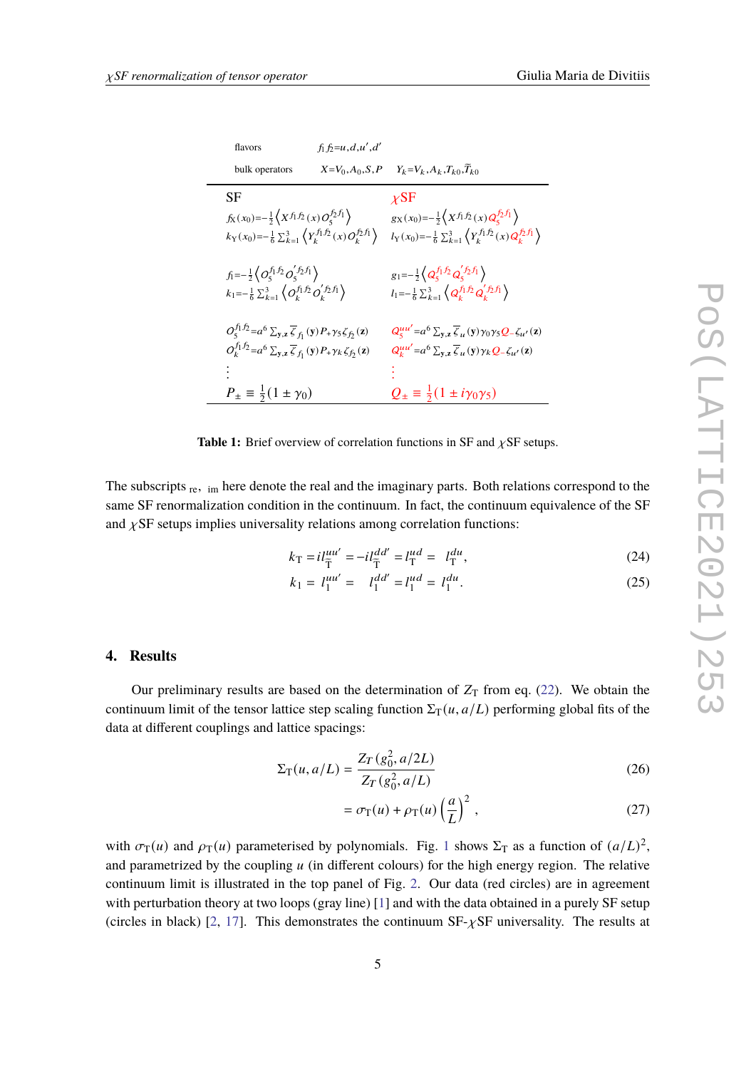| flavors | $f_1 f_2 = u, d, u', d'$ | |
|---|---|---|
| bulk operators | $X = V_0, A_0, S, P$ | $Y_k = V_k, A_k, T_{k0}, \widetilde{T}_{k0}$ |

| SF | $\chi$SF |
|---|---|
| $f_X(x_0) = -\frac{1}{2}\left\langle X^{f_1 f_2}(x) O_5^{f_2 f_1} \right\rangle$ | $g_X(x_0) = -\frac{1}{2}\left\langle X^{f_1 f_2}(x) Q_5^{f_2 f_1} \right\rangle$ |
| $k_Y(x_0) = -\frac{1}{6}\sum_{k=1}^{3}\left\langle Y_k^{f_1 f_2}(x) O_k^{f_2 f_1} \right\rangle$ | $l_Y(x_0) = -\frac{1}{6}\sum_{k=1}^{3}\left\langle Y_k^{f_1 f_2}(x) Q_k^{f_2 f_1} \right\rangle$ |
| $f_1 = -\frac{1}{2}\left\langle O_5^{f_1 f_2} O_5^{\prime f_2 f_1} \right\rangle$ | $g_1 = -\frac{1}{2}\left\langle Q_5^{f_1 f_2} Q_5^{\prime f_2 f_1} \right\rangle$ |
| $k_1 = -\frac{1}{6}\sum_{k=1}^{3}\left\langle O_k^{f_1 f_2} O_k^{\prime f_2 f_1} \right\rangle$ | $l_1 = -\frac{1}{6}\sum_{k=1}^{3}\left\langle Q_k^{f_1 f_2} Q_k^{\prime f_2 f_1} \right\rangle$ |
| $O_5^{f_1 f_2} = a^6 \sum_{\mathbf{y},\mathbf{z}} \overline{\zeta}_{f_1}(\mathbf{y}) P_+ \gamma_5 \zeta_{f_2}(\mathbf{z})$ | $Q_5^{uu'} = a^6 \sum_{\mathbf{y},\mathbf{z}} \overline{\zeta}_{u}(\mathbf{y}) \gamma_0 \gamma_5 Q_- \zeta_{u'}(\mathbf{z})$ |
| $O_k^{f_1 f_2} = a^6 \sum_{\mathbf{y},\mathbf{z}} \overline{\zeta}_{f_1}(\mathbf{y}) P_+ \gamma_k \zeta_{f_2}(\mathbf{z})$ | $Q_k^{uu'} = a^6 \sum_{\mathbf{y},\mathbf{z}} \overline{\zeta}_{u}(\mathbf{y}) \gamma_k Q_- \zeta_{u'}(\mathbf{z})$ |
| $\vdots$ | $\vdots$ |
| $P_\pm \equiv \frac{1}{2}(1 \pm \gamma_0)$ | $Q_\pm \equiv \frac{1}{2}(1 \pm i\gamma_0\gamma_5)$ |

**Table 1:** Brief overview of correlation functions in SF and $\chi$SF setups.

The subscripts $_{\rm re}$, $_{\rm im}$ here denote the real and the imaginary parts. Both relations correspond to the same SF renormalization condition in the continuum. In fact, the continuum equivalence of the SF and $\chi$SF setups implies universality relations among correlation functions:

$$k_{\rm T} = i l_{\widetilde{\rm T}}^{uu'} = -i l_{\widetilde{\rm T}}^{dd'} = l_{\rm T}^{ud} = l_{\rm T}^{du}, \tag{24}$$

$$k_1 = l_1^{uu'} = l_1^{dd'} = l_1^{ud} = l_1^{du}. \tag{25}$$

## 4. Results

Our preliminary results are based on the determination of $Z_{\rm T}$ from eq. (22). We obtain the continuum limit of the tensor lattice step scaling function $\Sigma_{\rm T}(u, a/L)$ performing global fits of the data at different couplings and lattice spacings:

$$\Sigma_{\rm T}(u, a/L) = \frac{Z_T(g_0^2, a/2L)}{Z_T(g_0^2, a/L)} \tag{26}$$

$$= \sigma_{\rm T}(u) + \rho_{\rm T}(u)\left(\frac{a}{L}\right)^2, \tag{27}$$

with $\sigma_{\rm T}(u)$ and $\rho_{\rm T}(u)$ parameterised by polynomials. Fig. 1 shows $\Sigma_{\rm T}$ as a function of $(a/L)^2$, and parametrized by the coupling $u$ (in different colours) for the high energy region. The relative continuum limit is illustrated in the top panel of Fig. 2. Our data (red circles) are in agreement with perturbation theory at two loops (gray line) [1] and with the data obtained in a purely SF setup (circles in black) [2, 17]. This demonstrates the continuum SF-$\chi$SF universality. The results at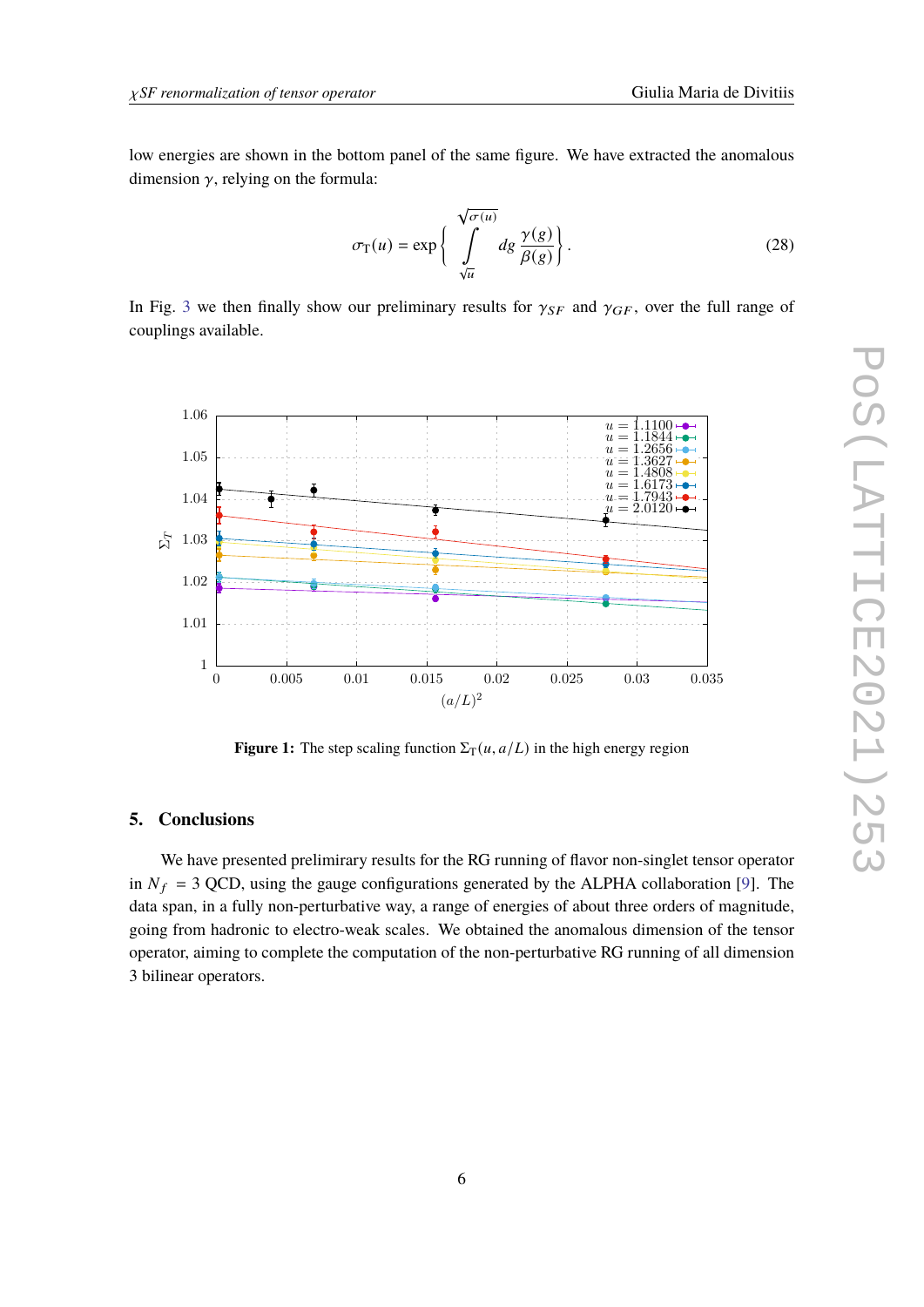low energies are shown in the bottom panel of the same figure. We have extracted the anomalous dimension $\gamma$, relying on the formula:

$$\sigma_{\mathrm{T}}(u) = \exp\left\{ \int_{\sqrt{u}}^{\sqrt{\sigma(u)}} dg \, \frac{\gamma(g)}{\beta(g)} \right\}. \tag{28}$$

In Fig. 3 we then finally show our preliminary results for $\gamma_{SF}$ and $\gamma_{GF}$, over the full range of couplings available.

Figure 1: The step scaling function $\Sigma_{\mathrm{T}}(u, a/L)$ in the high energy region

## 5. Conclusions

We have presented prelimirary results for the RG running of flavor non-singlet tensor operator in $N_f = 3$ QCD, using the gauge configurations generated by the ALPHA collaboration [9]. The data span, in a fully non-perturbative way, a range of energies of about three orders of magnitude, going from hadronic to electro-weak scales. We obtained the anomalous dimension of the tensor operator, aiming to complete the computation of the non-perturbative RG running of all dimension 3 bilinear operators.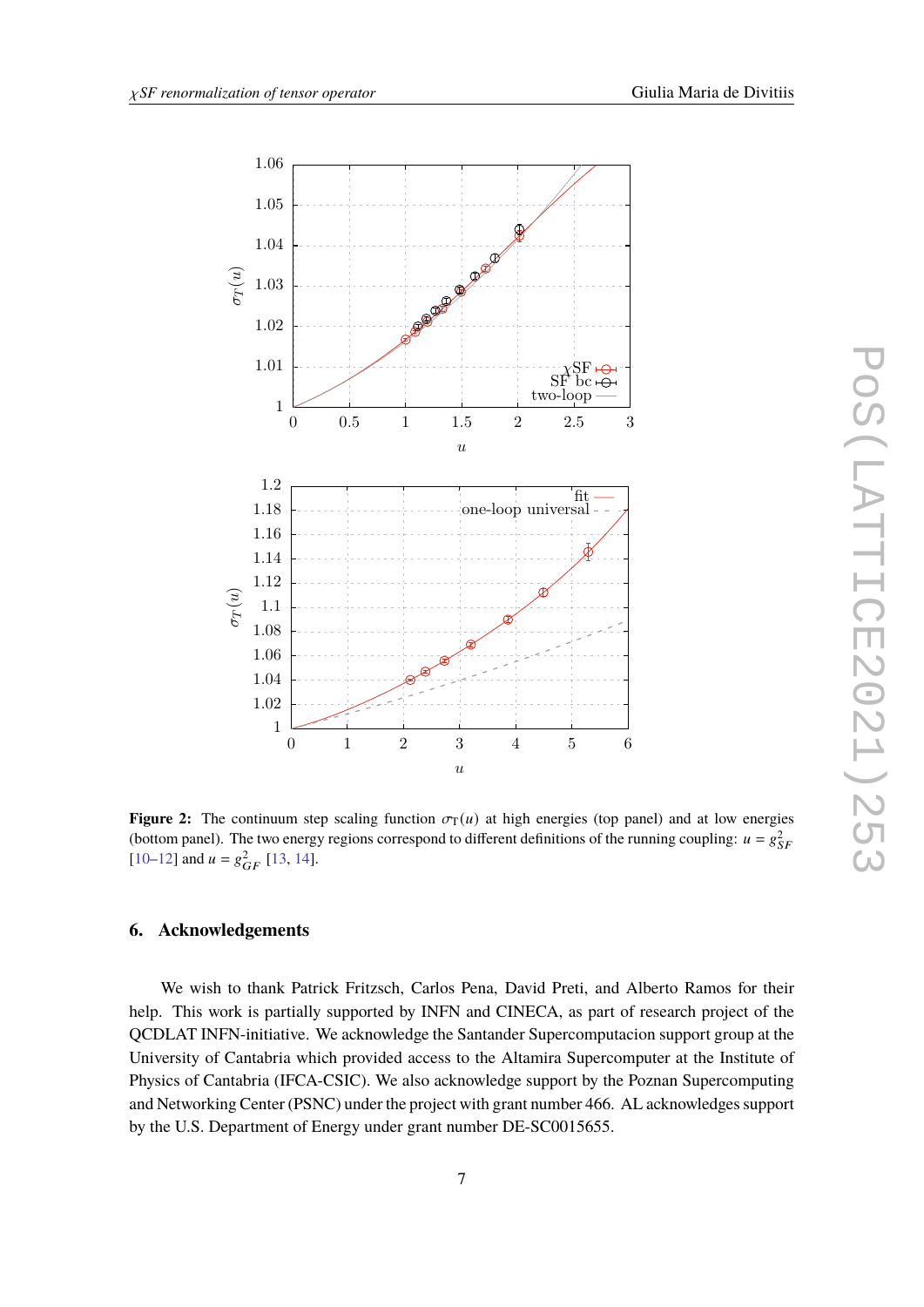**Figure 2:** The continuum step scaling function $\sigma_T(u)$ at high energies (top panel) and at low energies (bottom panel). The two energy regions correspond to different definitions of the running coupling: $u = g^2_{SF}$ [10–12] and $u = g^2_{GF}$ [13, 14].

## 6. Acknowledgements

We wish to thank Patrick Fritzsch, Carlos Pena, David Preti, and Alberto Ramos for their help. This work is partially supported by INFN and CINECA, as part of research project of the QCDLAT INFN-initiative. We acknowledge the Santander Supercomputacion support group at the University of Cantabria which provided access to the Altamira Supercomputer at the Institute of Physics of Cantabria (IFCA-CSIC). We also acknowledge support by the Poznan Supercomputing and Networking Center (PSNC) under the project with grant number 466. AL acknowledges support by the U.S. Department of Energy under grant number DE-SC0015655.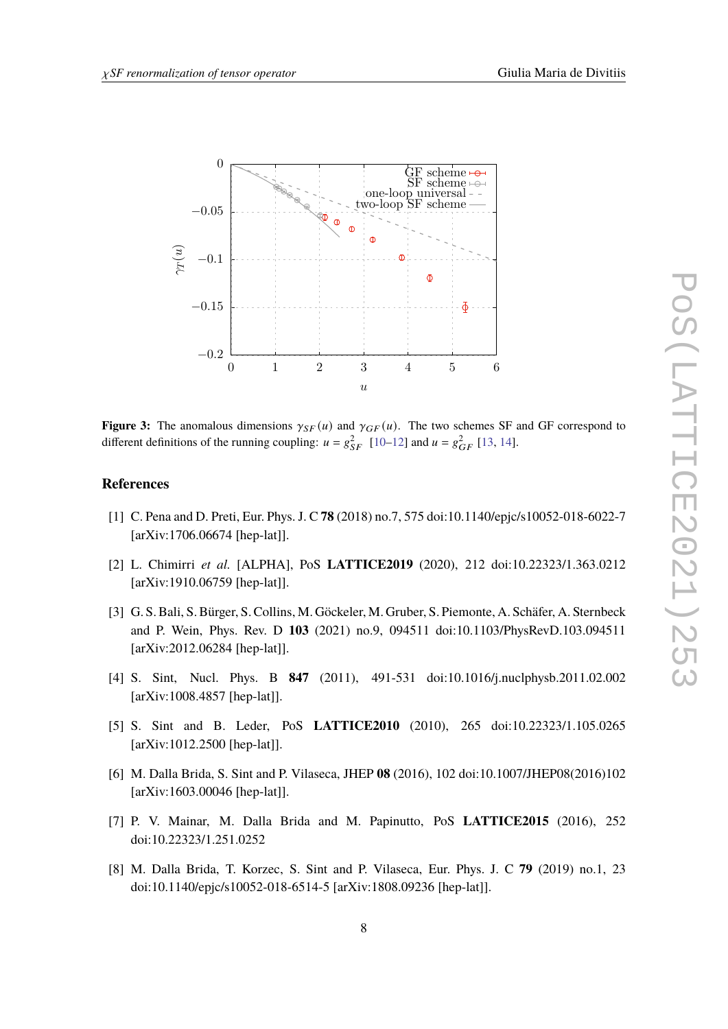**Figure 3:** The anomalous dimensions $\gamma_{SF}(u)$ and $\gamma_{GF}(u)$. The two schemes SF and GF correspond to different definitions of the running coupling: $u = g^2_{SF}$ [10–12] and $u = g^2_{GF}$ [13, 14].

## References

[1] C. Pena and D. Preti, Eur. Phys. J. C **78** (2018) no.7, 575 doi:10.1140/epjc/s10052-018-6022-7 [arXiv:1706.06674 [hep-lat]].

[2] L. Chimirri *et al.* [ALPHA], PoS **LATTICE2019** (2020), 212 doi:10.22323/1.363.0212 [arXiv:1910.06759 [hep-lat]].

[3] G. S. Bali, S. Bürger, S. Collins, M. Göckeler, M. Gruber, S. Piemonte, A. Schäfer, A. Sternbeck and P. Wein, Phys. Rev. D **103** (2021) no.9, 094511 doi:10.1103/PhysRevD.103.094511 [arXiv:2012.06284 [hep-lat]].

[4] S. Sint, Nucl. Phys. B **847** (2011), 491-531 doi:10.1016/j.nuclphysb.2011.02.002 [arXiv:1008.4857 [hep-lat]].

[5] S. Sint and B. Leder, PoS **LATTICE2010** (2010), 265 doi:10.22323/1.105.0265 [arXiv:1012.2500 [hep-lat]].

[6] M. Dalla Brida, S. Sint and P. Vilaseca, JHEP **08** (2016), 102 doi:10.1007/JHEP08(2016)102 [arXiv:1603.00046 [hep-lat]].

[7] P. V. Mainar, M. Dalla Brida and M. Papinutto, PoS **LATTICE2015** (2016), 252 doi:10.22323/1.251.0252

[8] M. Dalla Brida, T. Korzec, S. Sint and P. Vilaseca, Eur. Phys. J. C **79** (2019) no.1, 23 doi:10.1140/epjc/s10052-018-6514-5 [arXiv:1808.09236 [hep-lat]].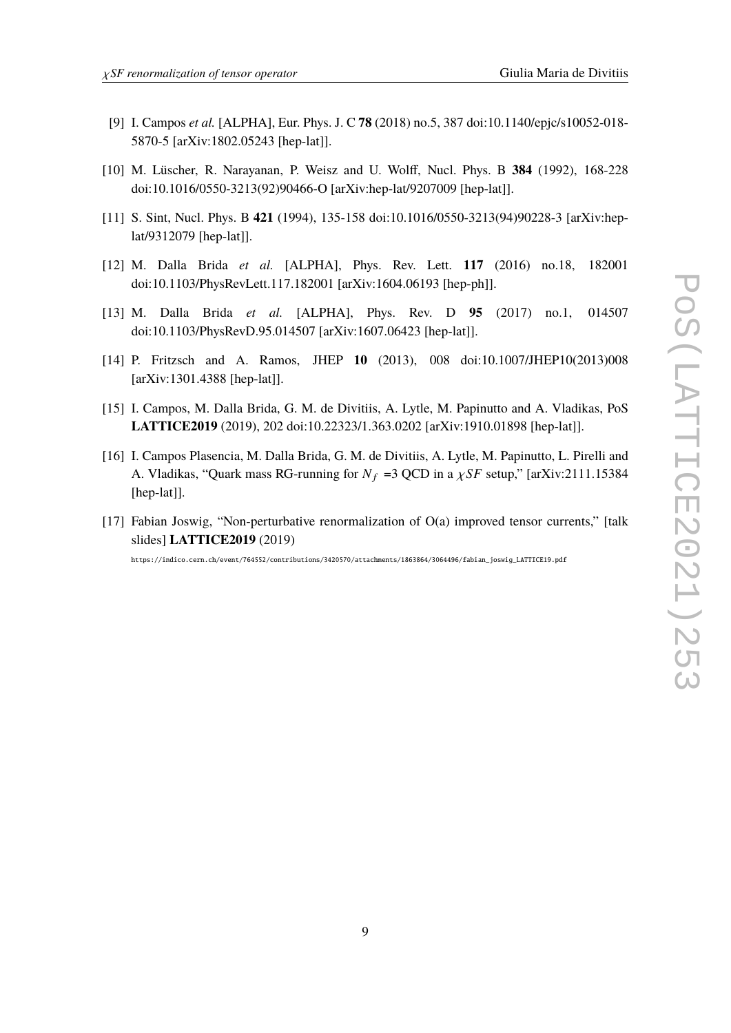[9] I. Campos *et al.* [ALPHA], Eur. Phys. J. C **78** (2018) no.5, 387 doi:10.1140/epjc/s10052-018-5870-5 [arXiv:1802.05243 [hep-lat]].

[10] M. Lüscher, R. Narayanan, P. Weisz and U. Wolff, Nucl. Phys. B **384** (1992), 168-228 doi:10.1016/0550-3213(92)90466-O [arXiv:hep-lat/9207009 [hep-lat]].

[11] S. Sint, Nucl. Phys. B **421** (1994), 135-158 doi:10.1016/0550-3213(94)90228-3 [arXiv:hep-lat/9312079 [hep-lat]].

[12] M. Dalla Brida *et al.* [ALPHA], Phys. Rev. Lett. **117** (2016) no.18, 182001 doi:10.1103/PhysRevLett.117.182001 [arXiv:1604.06193 [hep-ph]].

[13] M. Dalla Brida *et al.* [ALPHA], Phys. Rev. D **95** (2017) no.1, 014507 doi:10.1103/PhysRevD.95.014507 [arXiv:1607.06423 [hep-lat]].

[14] P. Fritzsch and A. Ramos, JHEP **10** (2013), 008 doi:10.1007/JHEP10(2013)008 [arXiv:1301.4388 [hep-lat]].

[15] I. Campos, M. Dalla Brida, G. M. de Divitiis, A. Lytle, M. Papinutto and A. Vladikas, PoS **LATTICE2019** (2019), 202 doi:10.22323/1.363.0202 [arXiv:1910.01898 [hep-lat]].

[16] I. Campos Plasencia, M. Dalla Brida, G. M. de Divitiis, A. Lytle, M. Papinutto, L. Pirelli and A. Vladikas, "Quark mass RG-running for $N_f$ =3 QCD in a $\chi SF$ setup," [arXiv:2111.15384 [hep-lat]].

[17] Fabian Joswig, "Non-perturbative renormalization of O(a) improved tensor currents," [talk slides] **LATTICE2019** (2019)
https://indico.cern.ch/event/764552/contributions/3420570/attachments/1863864/3064496/fabian_joswig_LATTICE19.pdf